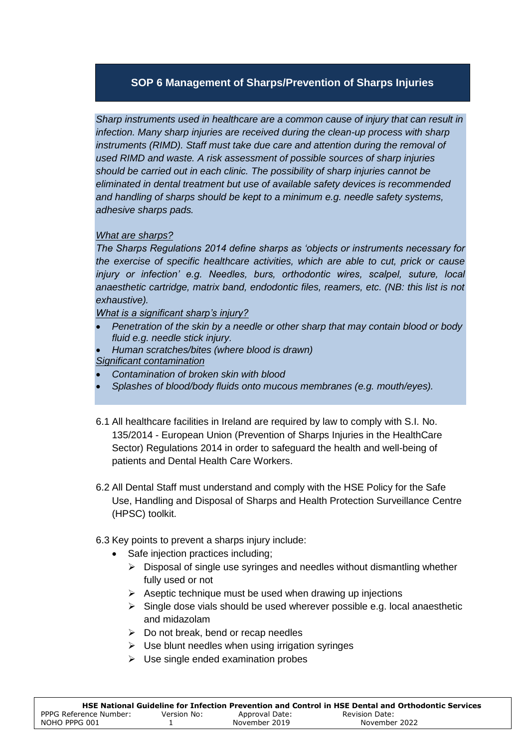## SOP 6 Management of Sharps/Prevention of Sharps Injuries

*Sharp instruments used in healthcare are a common cause of injury that can result in infection. Many sharp injuries are received during the clean-up process with sharp instruments (RIMD). Staff must take due care and attention during the removal of used RIMD and waste. A risk assessment of possible sources of sharp injuries should be carried out in each clinic. The possibility of sharp injuries cannot be eliminated in dental treatment but use of available safety devices is recommended and handling of sharps should be kept to a minimum e.g. needle safety systems, adhesive sharps pads.*

*<u>What are sharps?</u>*

*The Sharps Regulations 2014 define sharps as 'objects or instruments necessary for the exercise of specific healthcare activities, which are able to cut, prick or cause injury or infection' e.g. Needles, burs, orthodontic wires, scalpel, suture, local anaesthetic cartridge, matrix band, endodontic files, reamers, etc. (NB: this list is not exhaustive).*

*<u>What is a significant sharp's injury?</u>*

- *Penetration of the skin by a needle or other sharp that may contain blood or body fluid e.g. needle stick injury.*
- *Human scratches/bites (where blood is drawn)*

*<u>Significant contamination</u>*

- *Contamination of broken skin with blood*
- *Splashes of blood/body fluids onto mucous membranes (e.g. mouth/eyes).*

6.1 All healthcare facilities in Ireland are required by law to comply with S.I. No. 135/2014 - European Union (Prevention of Sharps Injuries in the HealthCare Sector) Regulations 2014 in order to safeguard the health and well-being of patients and Dental Health Care Workers.

6.2 All Dental Staff must understand and comply with the HSE Policy for the Safe Use, Handling and Disposal of Sharps and Health Protection Surveillance Centre (HPSC) toolkit.

6.3 Key points to prevent a sharps injury include:

- Safe injection practices including;
  - Disposal of single use syringes and needles without dismantling whether fully used or not
  - Aseptic technique must be used when drawing up injections
  - Single dose vials should be used wherever possible e.g. local anaesthetic and midazolam
  - Do not break, bend or recap needles
  - Use blunt needles when using irrigation syringes
  - Use single ended examination probes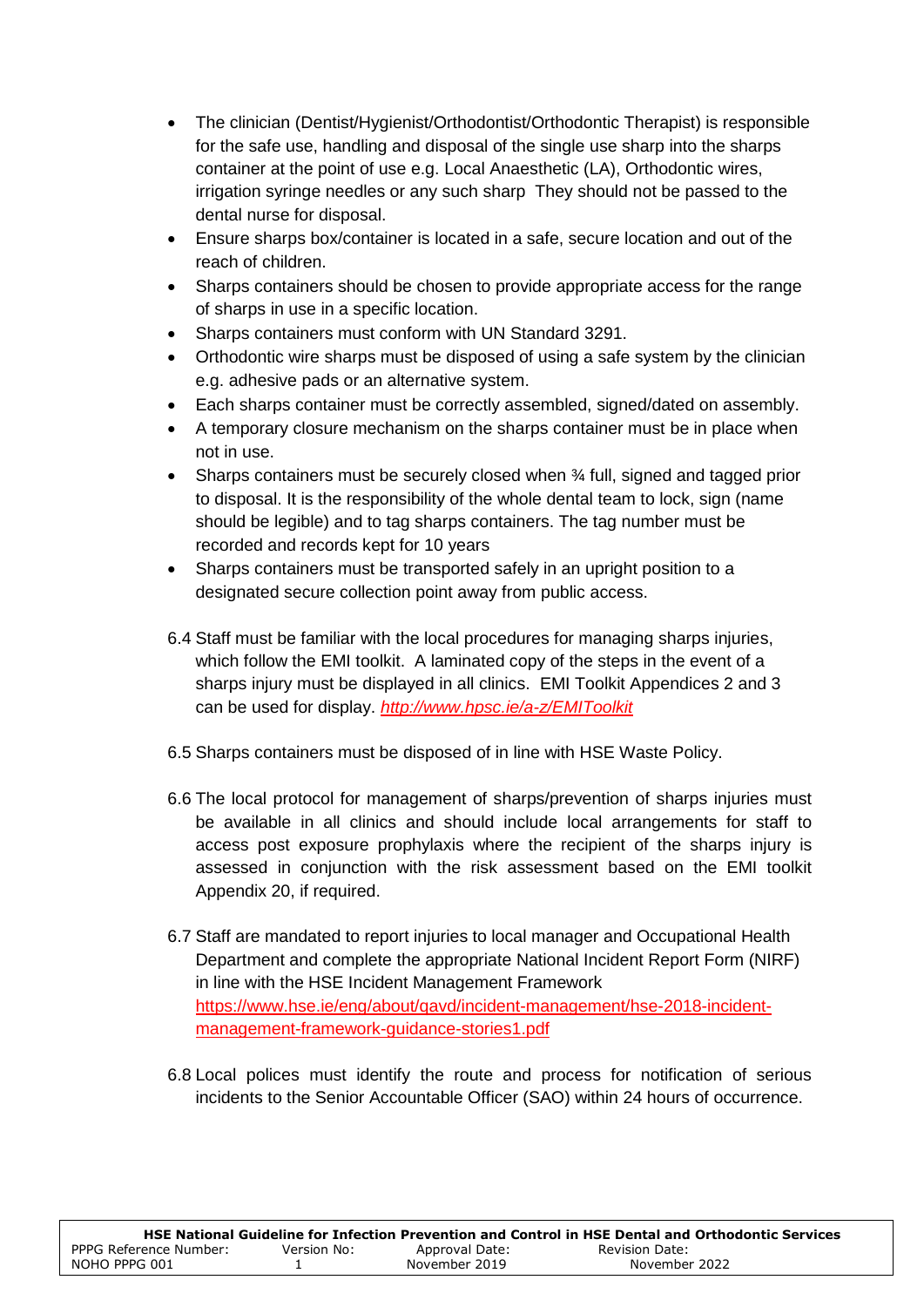- The clinician (Dentist/Hygienist/Orthodontist/Orthodontic Therapist) is responsible for the safe use, handling and disposal of the single use sharp into the sharps container at the point of use e.g. Local Anaesthetic (LA), Orthodontic wires, irrigation syringe needles or any such sharp They should not be passed to the dental nurse for disposal.
- Ensure sharps box/container is located in a safe, secure location and out of the reach of children.
- Sharps containers should be chosen to provide appropriate access for the range of sharps in use in a specific location.
- Sharps containers must conform with UN Standard 3291.
- Orthodontic wire sharps must be disposed of using a safe system by the clinician e.g. adhesive pads or an alternative system.
- Each sharps container must be correctly assembled, signed/dated on assembly.
- A temporary closure mechanism on the sharps container must be in place when not in use.
- Sharps containers must be securely closed when ¾ full, signed and tagged prior to disposal. It is the responsibility of the whole dental team to lock, sign (name should be legible) and to tag sharps containers. The tag number must be recorded and records kept for 10 years
- Sharps containers must be transported safely in an upright position to a designated secure collection point away from public access.

6.4 Staff must be familiar with the local procedures for managing sharps injuries, which follow the EMI toolkit. A laminated copy of the steps in the event of a sharps injury must be displayed in all clinics. EMI Toolkit Appendices 2 and 3 can be used for display. *http://www.hpsc.ie/a-z/EMIToolkit*

6.5 Sharps containers must be disposed of in line with HSE Waste Policy.

6.6 The local protocol for management of sharps/prevention of sharps injuries must be available in all clinics and should include local arrangements for staff to access post exposure prophylaxis where the recipient of the sharps injury is assessed in conjunction with the risk assessment based on the EMI toolkit Appendix 20, if required.

6.7 Staff are mandated to report injuries to local manager and Occupational Health Department and complete the appropriate National Incident Report Form (NIRF) in line with the HSE Incident Management Framework https://www.hse.ie/eng/about/qavd/incident-management/hse-2018-incident-management-framework-guidance-stories1.pdf

6.8 Local polices must identify the route and process for notification of serious incidents to the Senior Accountable Officer (SAO) within 24 hours of occurrence.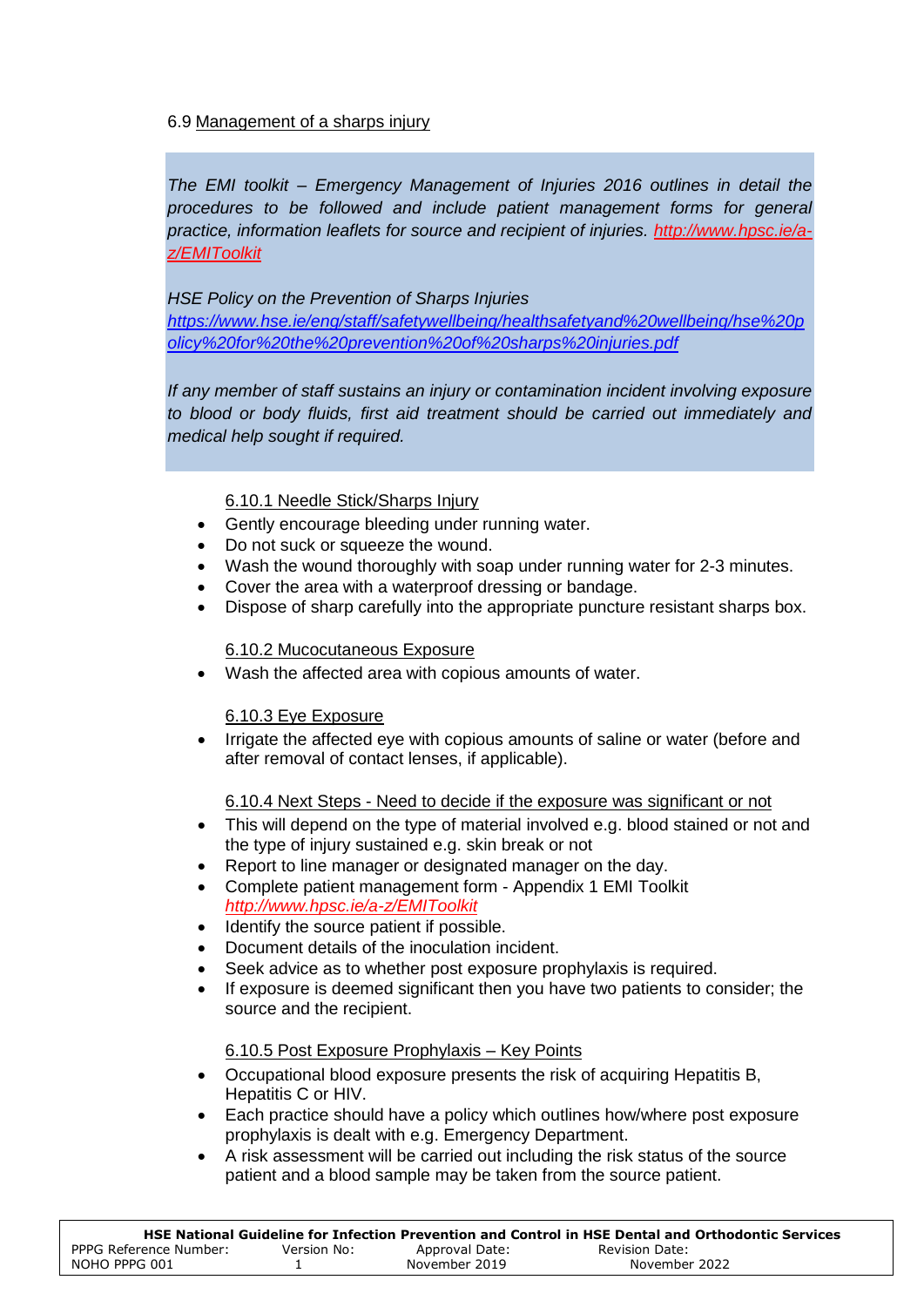## 6.9 Management of a sharps injury

*The EMI toolkit – Emergency Management of Injuries 2016 outlines in detail the procedures to be followed and include patient management forms for general practice, information leaflets for source and recipient of injuries. http://www.hpsc.ie/a-z/EMIToolkit*

*HSE Policy on the Prevention of Sharps Injuries https://www.hse.ie/eng/staff/safetywellbeing/healthsafetyand%20wellbeing/hse%20policy%20for%20the%20prevention%20of%20sharps%20injuries.pdf*

*If any member of staff sustains an injury or contamination incident involving exposure to blood or body fluids, first aid treatment should be carried out immediately and medical help sought if required.*

### 6.10.1 Needle Stick/Sharps Injury

- Gently encourage bleeding under running water.
- Do not suck or squeeze the wound.
- Wash the wound thoroughly with soap under running water for 2-3 minutes.
- Cover the area with a waterproof dressing or bandage.
- Dispose of sharp carefully into the appropriate puncture resistant sharps box.

### 6.10.2 Mucocutaneous Exposure

- Wash the affected area with copious amounts of water.

### 6.10.3 Eye Exposure

- Irrigate the affected eye with copious amounts of saline or water (before and after removal of contact lenses, if applicable).

### 6.10.4 Next Steps - Need to decide if the exposure was significant or not

- This will depend on the type of material involved e.g. blood stained or not and the type of injury sustained e.g. skin break or not
- Report to line manager or designated manager on the day.
- Complete patient management form - Appendix 1 EMI Toolkit *http://www.hpsc.ie/a-z/EMIToolkit*
- Identify the source patient if possible.
- Document details of the inoculation incident.
- Seek advice as to whether post exposure prophylaxis is required.
- If exposure is deemed significant then you have two patients to consider; the source and the recipient.

### 6.10.5 Post Exposure Prophylaxis – Key Points

- Occupational blood exposure presents the risk of acquiring Hepatitis B, Hepatitis C or HIV.
- Each practice should have a policy which outlines how/where post exposure prophylaxis is dealt with e.g. Emergency Department.
- A risk assessment will be carried out including the risk status of the source patient and a blood sample may be taken from the source patient.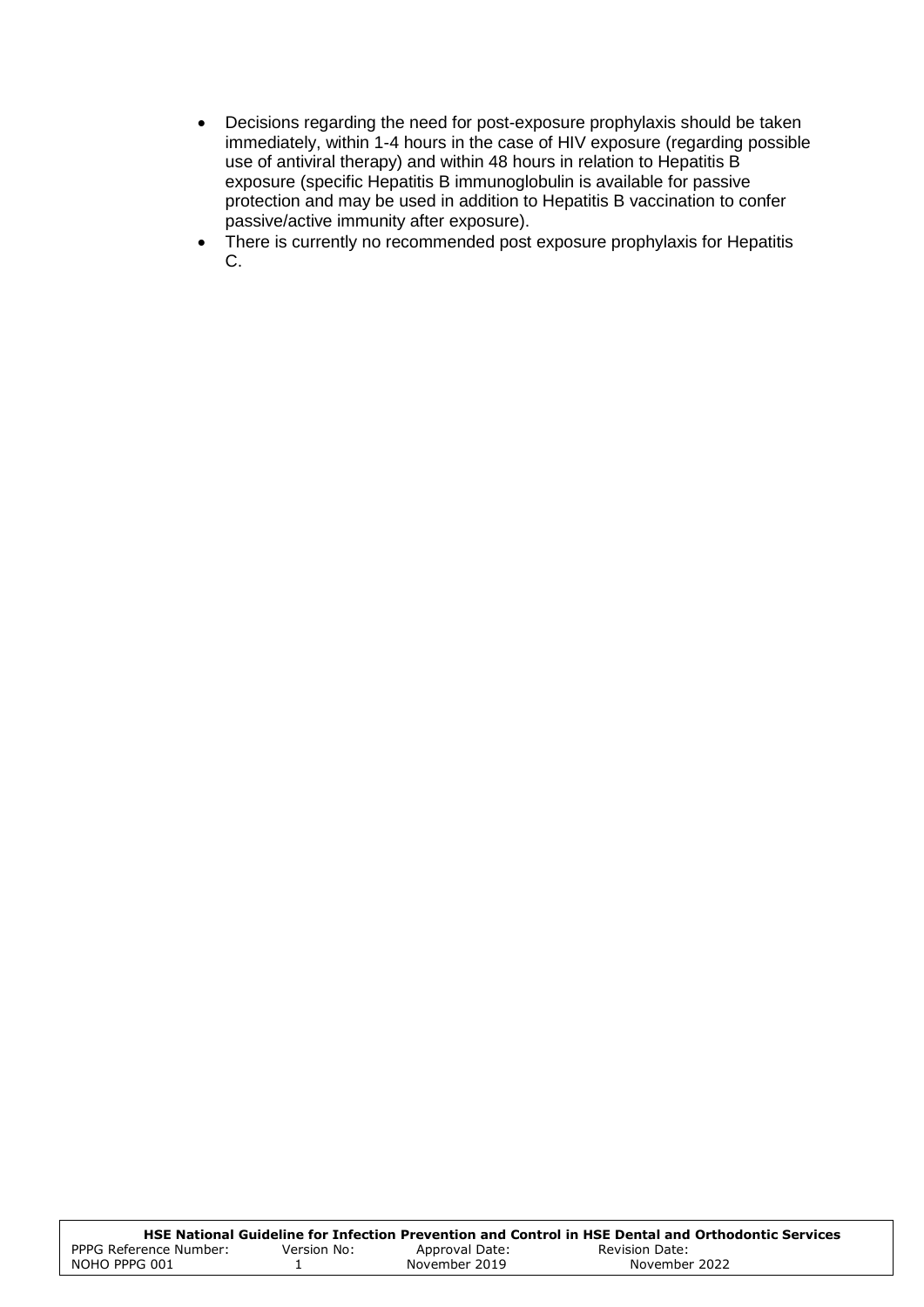- Decisions regarding the need for post-exposure prophylaxis should be taken immediately, within 1-4 hours in the case of HIV exposure (regarding possible use of antiviral therapy) and within 48 hours in relation to Hepatitis B exposure (specific Hepatitis B immunoglobulin is available for passive protection and may be used in addition to Hepatitis B vaccination to confer passive/active immunity after exposure).
- There is currently no recommended post exposure prophylaxis for Hepatitis C.